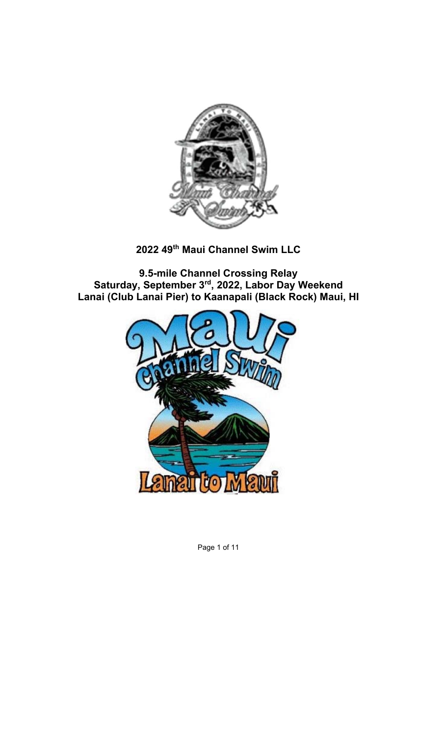**2022 49th Maui Channel Swim LLC**

**9.5-mile Channel Crossing Relay**
**Saturday, September 3rd, 2022, Labor Day Weekend**
**Lanai (Club Lanai Pier) to Kaanapali (Black Rock) Maui, HI**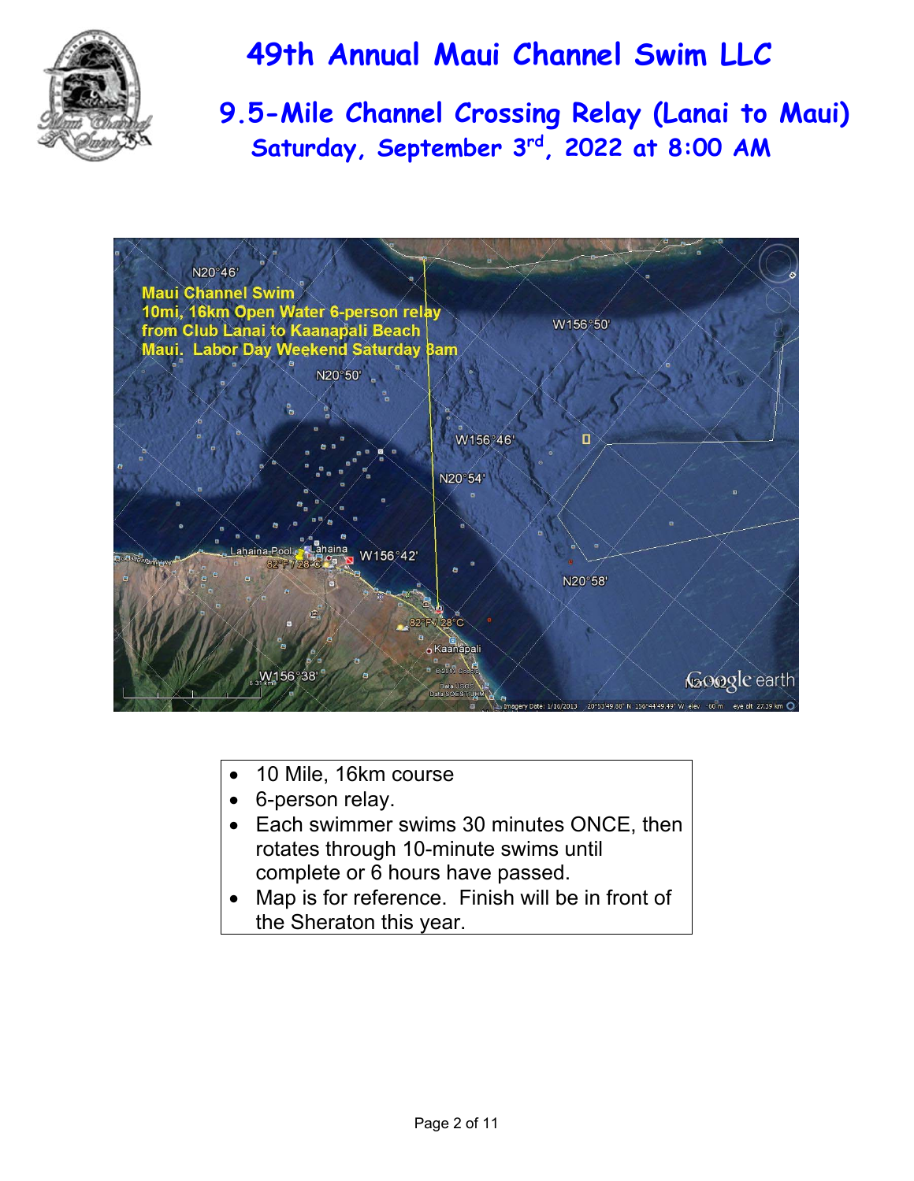# 49th Annual Maui Channel Swim LLC

## 9.5-Mile Channel Crossing Relay (Lanai to Maui)

### Saturday, September 3rd, 2022 at 8:00 AM

- 10 Mile, 16km course
- 6-person relay.
- Each swimmer swims 30 minutes ONCE, then rotates through 10-minute swims until complete or 6 hours have passed.
- Map is for reference. Finish will be in front of the Sheraton this year.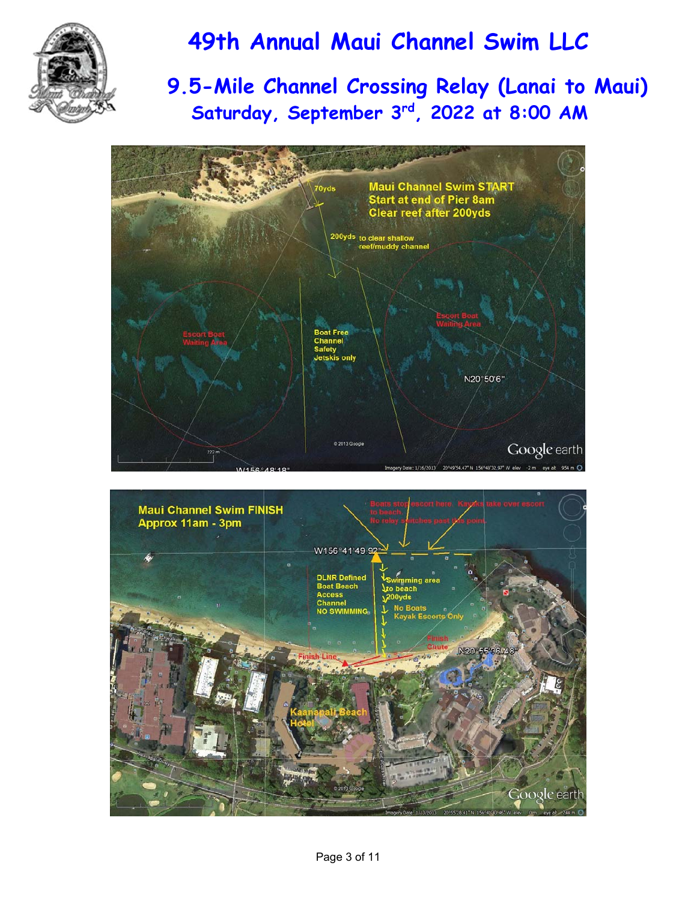# 49th Annual Maui Channel Swim LLC

## 9.5-Mile Channel Crossing Relay (Lanai to Maui)

### Saturday, September 3rd, 2022 at 8:00 AM

70yds

Maui Channel Swim START
Start at end of Pier 8am
Clear reef after 200yds

200yds to clear shallow reef/muddy channel

Escort Boat Waiting Area

Boat Free Channel Safety Jetskis only

Escort Boat Waiting Area

N20°50'6"

W156°48'18"

Maui Channel Swim FINISH
Approx 11am - 3pm

Boats stop escort here. Kayaks take over escort to beach.
No relay switches past this point.

W156°41'49.92"

DLNR Defined Boat Beach Access Channel NO SWIMMING

Swimming area to beach 200yds

No Boats Kayak Escorts Only

Finish Chute

N20°55'36.48"

Finish Line

Kaanapali Beach Hotel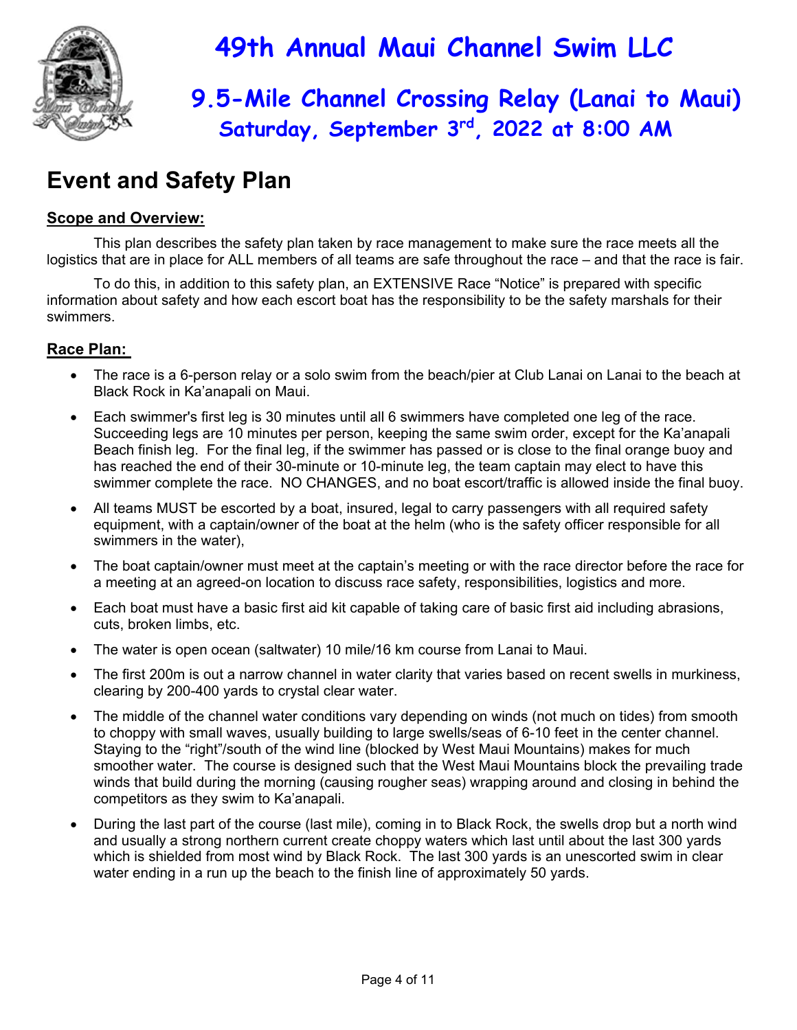# 49th Annual Maui Channel Swim LLC

## 9.5-Mile Channel Crossing Relay (Lanai to Maui)

### Saturday, September 3rd, 2022 at 8:00 AM

# Event and Safety Plan

**Scope and Overview:**

This plan describes the safety plan taken by race management to make sure the race meets all the logistics that are in place for ALL members of all teams are safe throughout the race – and that the race is fair.

To do this, in addition to this safety plan, an EXTENSIVE Race "Notice" is prepared with specific information about safety and how each escort boat has the responsibility to be the safety marshals for their swimmers.

**Race Plan:**

- The race is a 6-person relay or a solo swim from the beach/pier at Club Lanai on Lanai to the beach at Black Rock in Ka'anapali on Maui.
- Each swimmer's first leg is 30 minutes until all 6 swimmers have completed one leg of the race. Succeeding legs are 10 minutes per person, keeping the same swim order, except for the Ka'anapali Beach finish leg. For the final leg, if the swimmer has passed or is close to the final orange buoy and has reached the end of their 30-minute or 10-minute leg, the team captain may elect to have this swimmer complete the race. NO CHANGES, and no boat escort/traffic is allowed inside the final buoy.
- All teams MUST be escorted by a boat, insured, legal to carry passengers with all required safety equipment, with a captain/owner of the boat at the helm (who is the safety officer responsible for all swimmers in the water),
- The boat captain/owner must meet at the captain's meeting or with the race director before the race for a meeting at an agreed-on location to discuss race safety, responsibilities, logistics and more.
- Each boat must have a basic first aid kit capable of taking care of basic first aid including abrasions, cuts, broken limbs, etc.
- The water is open ocean (saltwater) 10 mile/16 km course from Lanai to Maui.
- The first 200m is out a narrow channel in water clarity that varies based on recent swells in murkiness, clearing by 200-400 yards to crystal clear water.
- The middle of the channel water conditions vary depending on winds (not much on tides) from smooth to choppy with small waves, usually building to large swells/seas of 6-10 feet in the center channel. Staying to the "right"/south of the wind line (blocked by West Maui Mountains) makes for much smoother water. The course is designed such that the West Maui Mountains block the prevailing trade winds that build during the morning (causing rougher seas) wrapping around and closing in behind the competitors as they swim to Ka'anapali.
- During the last part of the course (last mile), coming in to Black Rock, the swells drop but a north wind and usually a strong northern current create choppy waters which last until about the last 300 yards which is shielded from most wind by Black Rock. The last 300 yards is an unescorted swim in clear water ending in a run up the beach to the finish line of approximately 50 yards.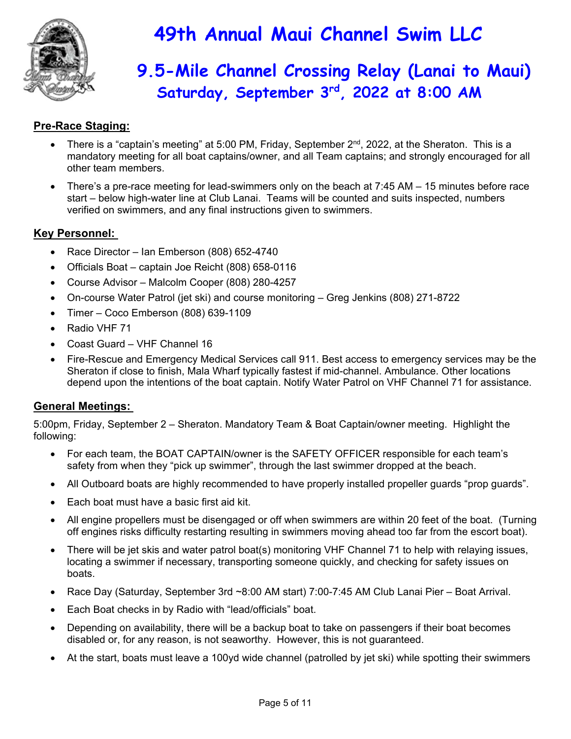# 49th Annual Maui Channel Swim LLC

## 9.5-Mile Channel Crossing Relay (Lanai to Maui)

### Saturday, September 3rd, 2022 at 8:00 AM

**Pre-Race Staging:**

- There is a "captain's meeting" at 5:00 PM, Friday, September 2nd, 2022, at the Sheraton. This is a mandatory meeting for all boat captains/owner, and all Team captains; and strongly encouraged for all other team members.
- There's a pre-race meeting for lead-swimmers only on the beach at 7:45 AM – 15 minutes before race start – below high-water line at Club Lanai. Teams will be counted and suits inspected, numbers verified on swimmers, and any final instructions given to swimmers.

**Key Personnel:**

- Race Director – Ian Emberson (808) 652-4740
- Officials Boat – captain Joe Reicht (808) 658-0116
- Course Advisor – Malcolm Cooper (808) 280-4257
- On-course Water Patrol (jet ski) and course monitoring – Greg Jenkins (808) 271-8722
- Timer – Coco Emberson (808) 639-1109
- Radio VHF 71
- Coast Guard – VHF Channel 16
- Fire-Rescue and Emergency Medical Services call 911. Best access to emergency services may be the Sheraton if close to finish, Mala Wharf typically fastest if mid-channel. Ambulance. Other locations depend upon the intentions of the boat captain. Notify Water Patrol on VHF Channel 71 for assistance.

**General Meetings:**

5:00pm, Friday, September 2 – Sheraton. Mandatory Team & Boat Captain/owner meeting. Highlight the following:

- For each team, the BOAT CAPTAIN/owner is the SAFETY OFFICER responsible for each team's safety from when they "pick up swimmer", through the last swimmer dropped at the beach.
- All Outboard boats are highly recommended to have properly installed propeller guards "prop guards".
- Each boat must have a basic first aid kit.
- All engine propellers must be disengaged or off when swimmers are within 20 feet of the boat. (Turning off engines risks difficulty restarting resulting in swimmers moving ahead too far from the escort boat).
- There will be jet skis and water patrol boat(s) monitoring VHF Channel 71 to help with relaying issues, locating a swimmer if necessary, transporting someone quickly, and checking for safety issues on boats.
- Race Day (Saturday, September 3rd ~8:00 AM start) 7:00-7:45 AM Club Lanai Pier – Boat Arrival.
- Each Boat checks in by Radio with "lead/officials" boat.
- Depending on availability, there will be a backup boat to take on passengers if their boat becomes disabled or, for any reason, is not seaworthy. However, this is not guaranteed.
- At the start, boats must leave a 100yd wide channel (patrolled by jet ski) while spotting their swimmers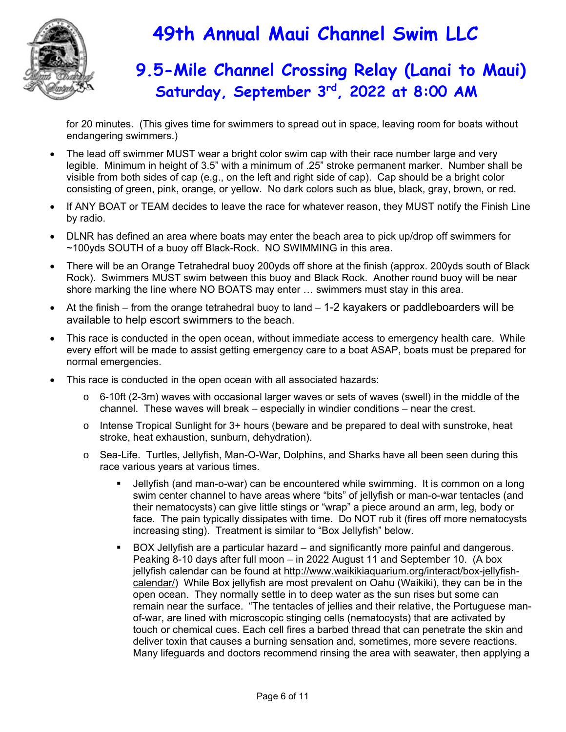for 20 minutes. (This gives time for swimmers to spread out in space, leaving room for boats without endangering swimmers.)

- The lead off swimmer MUST wear a bright color swim cap with their race number large and very legible. Minimum in height of 3.5" with a minimum of .25" stroke permanent marker. Number shall be visible from both sides of cap (e.g., on the left and right side of cap). Cap should be a bright color consisting of green, pink, orange, or yellow. No dark colors such as blue, black, gray, brown, or red.
- If ANY BOAT or TEAM decides to leave the race for whatever reason, they MUST notify the Finish Line by radio.
- DLNR has defined an area where boats may enter the beach area to pick up/drop off swimmers for ~100yds SOUTH of a buoy off Black-Rock. NO SWIMMING in this area.
- There will be an Orange Tetrahedral buoy 200yds off shore at the finish (approx. 200yds south of Black Rock). Swimmers MUST swim between this buoy and Black Rock. Another round buoy will be near shore marking the line where NO BOATS may enter … swimmers must stay in this area.
- At the finish – from the orange tetrahedral buoy to land – 1-2 kayakers or paddleboarders will be available to help escort swimmers to the beach.
- This race is conducted in the open ocean, without immediate access to emergency health care. While every effort will be made to assist getting emergency care to a boat ASAP, boats must be prepared for normal emergencies.
- This race is conducted in the open ocean with all associated hazards:
  - 6-10ft (2-3m) waves with occasional larger waves or sets of waves (swell) in the middle of the channel. These waves will break – especially in windier conditions – near the crest.
  - Intense Tropical Sunlight for 3+ hours (beware and be prepared to deal with sunstroke, heat stroke, heat exhaustion, sunburn, dehydration).
  - Sea-Life. Turtles, Jellyfish, Man-O-War, Dolphins, and Sharks have all been seen during this race various years at various times.
    - Jellyfish (and man-o-war) can be encountered while swimming. It is common on a long swim center channel to have areas where "bits" of jellyfish or man-o-war tentacles (and their nematocysts) can give little stings or "wrap" a piece around an arm, leg, body or face. The pain typically dissipates with time. Do NOT rub it (fires off more nematocysts increasing sting). Treatment is similar to "Box Jellyfish" below.
    - BOX Jellyfish are a particular hazard – and significantly more painful and dangerous. Peaking 8-10 days after full moon – in 2022 August 11 and September 10. (A box jellyfish calendar can be found at http://www.waikikiaquarium.org/interact/box-jellyfish-calendar/) While Box jellyfish are most prevalent on Oahu (Waikiki), they can be in the open ocean. They normally settle in to deep water as the sun rises but some can remain near the surface. "The tentacles of jellies and their relative, the Portuguese man-of-war, are lined with microscopic stinging cells (nematocysts) that are activated by touch or chemical cues. Each cell fires a barbed thread that can penetrate the skin and deliver toxin that causes a burning sensation and, sometimes, more severe reactions. Many lifeguards and doctors recommend rinsing the area with seawater, then applying a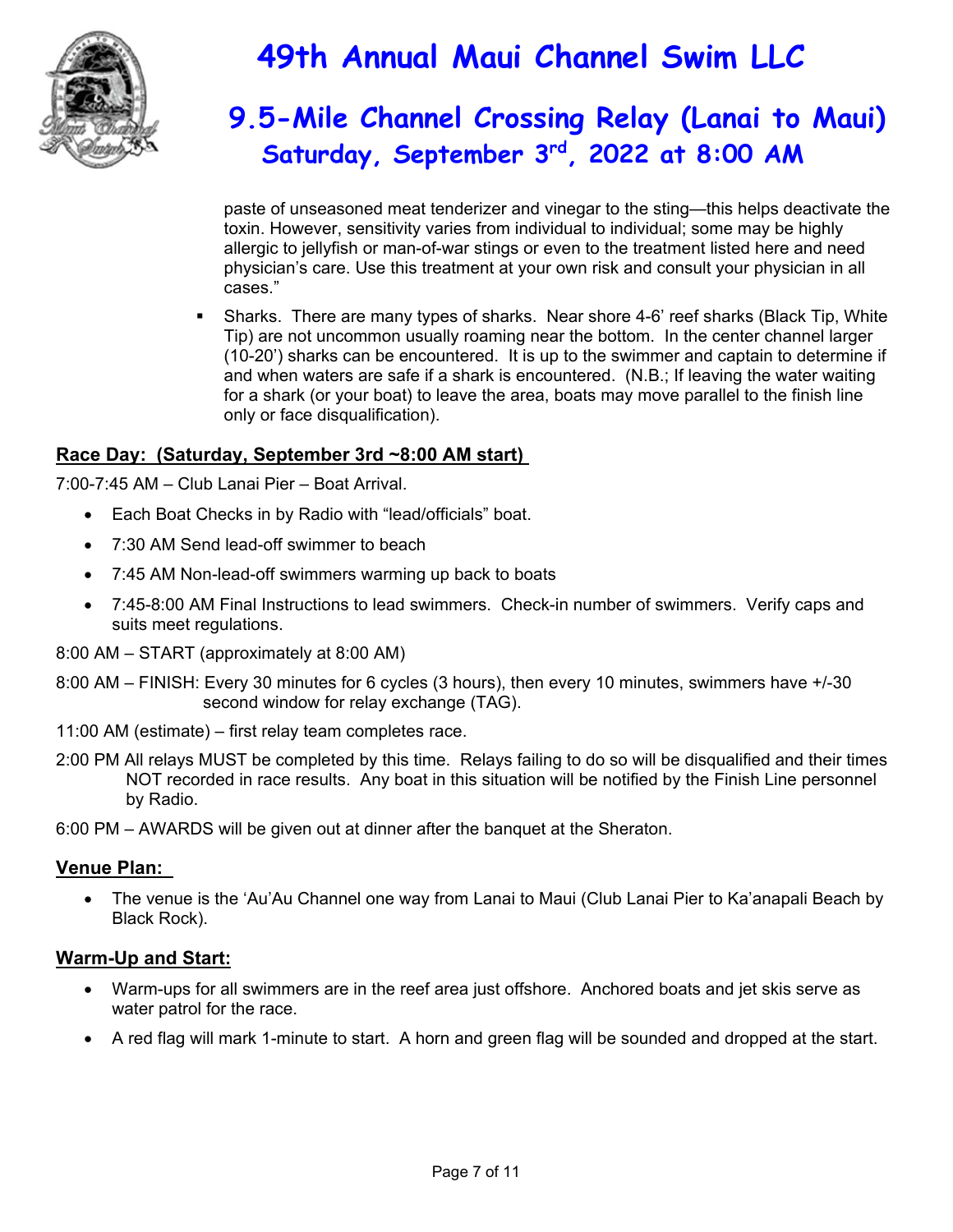paste of unseasoned meat tenderizer and vinegar to the sting—this helps deactivate the toxin. However, sensitivity varies from individual to individual; some may be highly allergic to jellyfish or man-of-war stings or even to the treatment listed here and need physician's care. Use this treatment at your own risk and consult your physician in all cases."

- Sharks. There are many types of sharks. Near shore 4-6' reef sharks (Black Tip, White Tip) are not uncommon usually roaming near the bottom. In the center channel larger (10-20') sharks can be encountered. It is up to the swimmer and captain to determine if and when waters are safe if a shark is encountered. (N.B.; If leaving the water waiting for a shark (or your boat) to leave the area, boats may move parallel to the finish line only or face disqualification).

## Race Day: (Saturday, September 3rd ~8:00 AM start)

7:00-7:45 AM – Club Lanai Pier – Boat Arrival.

- Each Boat Checks in by Radio with "lead/officials" boat.
- 7:30 AM Send lead-off swimmer to beach
- 7:45 AM Non-lead-off swimmers warming up back to boats
- 7:45-8:00 AM Final Instructions to lead swimmers. Check-in number of swimmers. Verify caps and suits meet regulations.

8:00 AM – START (approximately at 8:00 AM)

8:00 AM – FINISH: Every 30 minutes for 6 cycles (3 hours), then every 10 minutes, swimmers have +/-30 second window for relay exchange (TAG).

11:00 AM (estimate) – first relay team completes race.

2:00 PM All relays MUST be completed by this time. Relays failing to do so will be disqualified and their times NOT recorded in race results. Any boat in this situation will be notified by the Finish Line personnel by Radio.

6:00 PM – AWARDS will be given out at dinner after the banquet at the Sheraton.

## Venue Plan:

- The venue is the 'Au'Au Channel one way from Lanai to Maui (Club Lanai Pier to Ka'anapali Beach by Black Rock).

## Warm-Up and Start:

- Warm-ups for all swimmers are in the reef area just offshore. Anchored boats and jet skis serve as water patrol for the race.
- A red flag will mark 1-minute to start. A horn and green flag will be sounded and dropped at the start.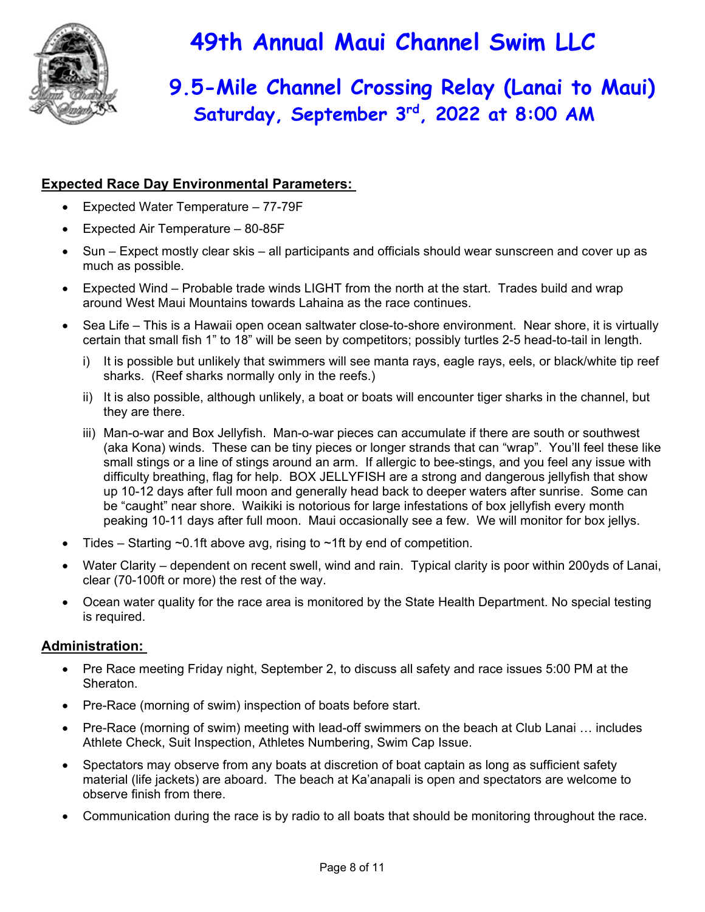# 49th Annual Maui Channel Swim LLC

## 9.5-Mile Channel Crossing Relay (Lanai to Maui)

### Saturday, September 3rd, 2022 at 8:00 AM

**Expected Race Day Environmental Parameters:**

- Expected Water Temperature – 77-79F
- Expected Air Temperature – 80-85F
- Sun – Expect mostly clear skis – all participants and officials should wear sunscreen and cover up as much as possible.
- Expected Wind – Probable trade winds LIGHT from the north at the start. Trades build and wrap around West Maui Mountains towards Lahaina as the race continues.
- Sea Life – This is a Hawaii open ocean saltwater close-to-shore environment. Near shore, it is virtually certain that small fish 1" to 18" will be seen by competitors; possibly turtles 2-5 head-to-tail in length.
  - i) It is possible but unlikely that swimmers will see manta rays, eagle rays, eels, or black/white tip reef sharks. (Reef sharks normally only in the reefs.)
  - ii) It is also possible, although unlikely, a boat or boats will encounter tiger sharks in the channel, but they are there.
  - iii) Man-o-war and Box Jellyfish. Man-o-war pieces can accumulate if there are south or southwest (aka Kona) winds. These can be tiny pieces or longer strands that can "wrap". You'll feel these like small stings or a line of stings around an arm. If allergic to bee-stings, and you feel any issue with difficulty breathing, flag for help. BOX JELLYFISH are a strong and dangerous jellyfish that show up 10-12 days after full moon and generally head back to deeper waters after sunrise. Some can be "caught" near shore. Waikiki is notorious for large infestations of box jellyfish every month peaking 10-11 days after full moon. Maui occasionally see a few. We will monitor for box jellys.
- Tides – Starting ~0.1ft above avg, rising to ~1ft by end of competition.
- Water Clarity – dependent on recent swell, wind and rain. Typical clarity is poor within 200yds of Lanai, clear (70-100ft or more) the rest of the way.
- Ocean water quality for the race area is monitored by the State Health Department. No special testing is required.

**Administration:**

- Pre Race meeting Friday night, September 2, to discuss all safety and race issues 5:00 PM at the Sheraton.
- Pre-Race (morning of swim) inspection of boats before start.
- Pre-Race (morning of swim) meeting with lead-off swimmers on the beach at Club Lanai … includes Athlete Check, Suit Inspection, Athletes Numbering, Swim Cap Issue.
- Spectators may observe from any boats at discretion of boat captain as long as sufficient safety material (life jackets) are aboard. The beach at Ka'anapali is open and spectators are welcome to observe finish from there.
- Communication during the race is by radio to all boats that should be monitoring throughout the race.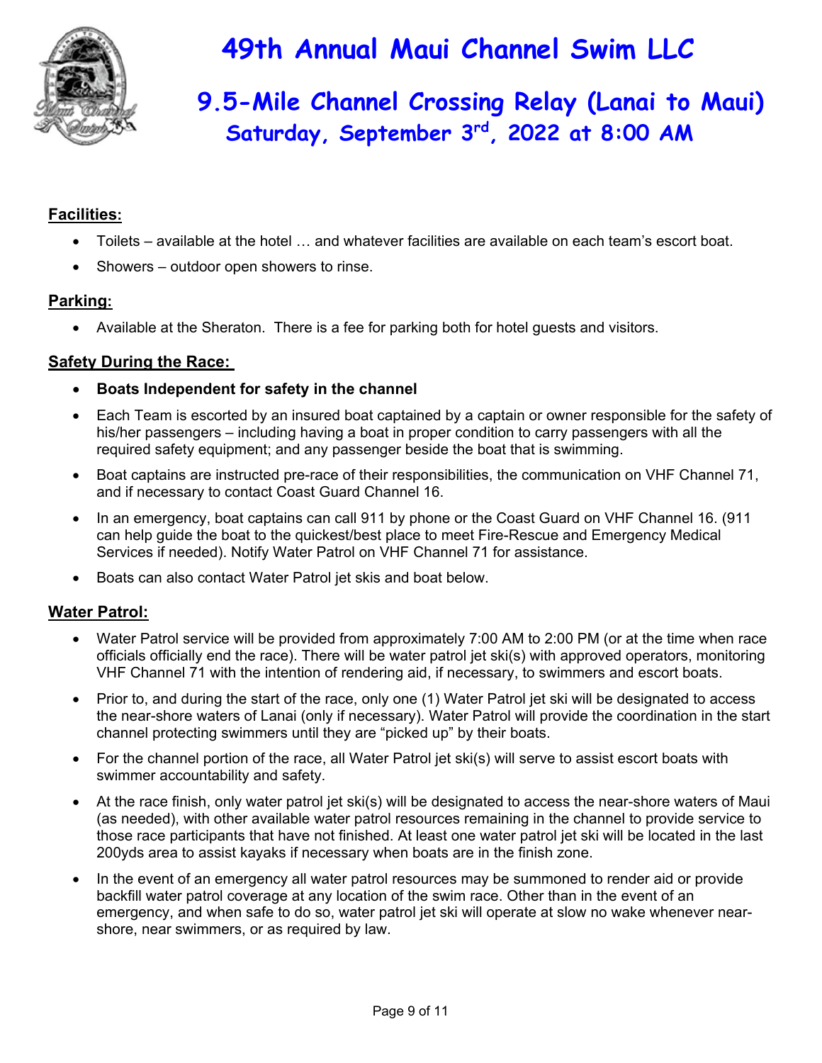# 49th Annual Maui Channel Swim LLC

## 9.5-Mile Channel Crossing Relay (Lanai to Maui)

### Saturday, September 3rd, 2022 at 8:00 AM

## Facilities:

- Toilets – available at the hotel … and whatever facilities are available on each team's escort boat.
- Showers – outdoor open showers to rinse.

## Parking:

- Available at the Sheraton. There is a fee for parking both for hotel guests and visitors.

## Safety During the Race:

- **Boats Independent for safety in the channel**
- Each Team is escorted by an insured boat captained by a captain or owner responsible for the safety of his/her passengers – including having a boat in proper condition to carry passengers with all the required safety equipment; and any passenger beside the boat that is swimming.
- Boat captains are instructed pre-race of their responsibilities, the communication on VHF Channel 71, and if necessary to contact Coast Guard Channel 16.
- In an emergency, boat captains can call 911 by phone or the Coast Guard on VHF Channel 16. (911 can help guide the boat to the quickest/best place to meet Fire-Rescue and Emergency Medical Services if needed). Notify Water Patrol on VHF Channel 71 for assistance.
- Boats can also contact Water Patrol jet skis and boat below.

## Water Patrol:

- Water Patrol service will be provided from approximately 7:00 AM to 2:00 PM (or at the time when race officials officially end the race). There will be water patrol jet ski(s) with approved operators, monitoring VHF Channel 71 with the intention of rendering aid, if necessary, to swimmers and escort boats.
- Prior to, and during the start of the race, only one (1) Water Patrol jet ski will be designated to access the near-shore waters of Lanai (only if necessary). Water Patrol will provide the coordination in the start channel protecting swimmers until they are "picked up" by their boats.
- For the channel portion of the race, all Water Patrol jet ski(s) will serve to assist escort boats with swimmer accountability and safety.
- At the race finish, only water patrol jet ski(s) will be designated to access the near-shore waters of Maui (as needed), with other available water patrol resources remaining in the channel to provide service to those race participants that have not finished. At least one water patrol jet ski will be located in the last 200yds area to assist kayaks if necessary when boats are in the finish zone.
- In the event of an emergency all water patrol resources may be summoned to render aid or provide backfill water patrol coverage at any location of the swim race. Other than in the event of an emergency, and when safe to do so, water patrol jet ski will operate at slow no wake whenever near-shore, near swimmers, or as required by law.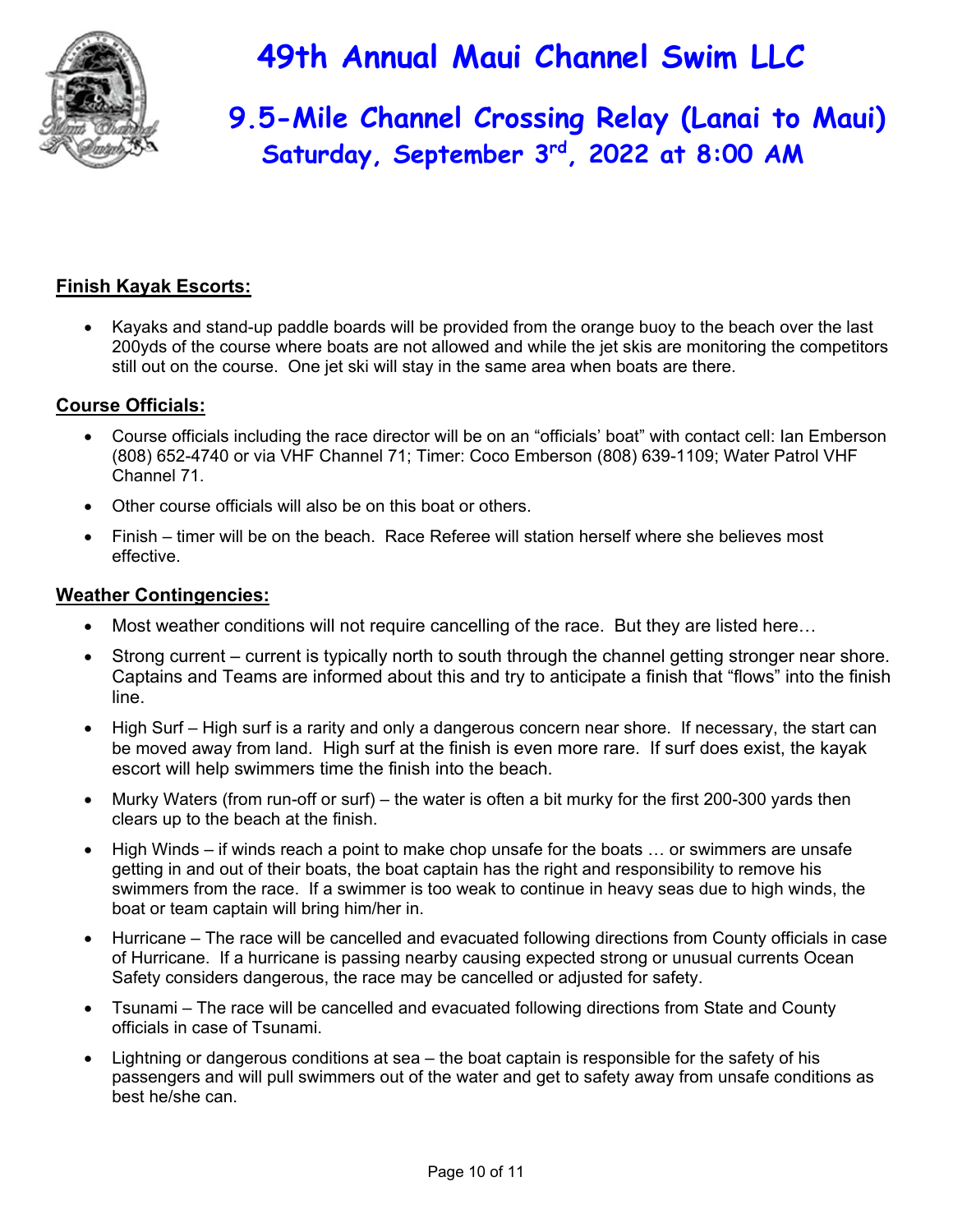# 49th Annual Maui Channel Swim LLC

## 9.5-Mile Channel Crossing Relay (Lanai to Maui)

### Saturday, September 3rd, 2022 at 8:00 AM

**Finish Kayak Escorts:**

- Kayaks and stand-up paddle boards will be provided from the orange buoy to the beach over the last 200yds of the course where boats are not allowed and while the jet skis are monitoring the competitors still out on the course. One jet ski will stay in the same area when boats are there.

**Course Officials:**

- Course officials including the race director will be on an "officials' boat" with contact cell: Ian Emberson (808) 652-4740 or via VHF Channel 71; Timer: Coco Emberson (808) 639-1109; Water Patrol VHF Channel 71.
- Other course officials will also be on this boat or others.
- Finish – timer will be on the beach. Race Referee will station herself where she believes most effective.

**Weather Contingencies:**

- Most weather conditions will not require cancelling of the race. But they are listed here…
- Strong current – current is typically north to south through the channel getting stronger near shore. Captains and Teams are informed about this and try to anticipate a finish that "flows" into the finish line.
- High Surf – High surf is a rarity and only a dangerous concern near shore. If necessary, the start can be moved away from land. High surf at the finish is even more rare. If surf does exist, the kayak escort will help swimmers time the finish into the beach.
- Murky Waters (from run-off or surf) – the water is often a bit murky for the first 200-300 yards then clears up to the beach at the finish.
- High Winds – if winds reach a point to make chop unsafe for the boats … or swimmers are unsafe getting in and out of their boats, the boat captain has the right and responsibility to remove his swimmers from the race. If a swimmer is too weak to continue in heavy seas due to high winds, the boat or team captain will bring him/her in.
- Hurricane – The race will be cancelled and evacuated following directions from County officials in case of Hurricane. If a hurricane is passing nearby causing expected strong or unusual currents Ocean Safety considers dangerous, the race may be cancelled or adjusted for safety.
- Tsunami – The race will be cancelled and evacuated following directions from State and County officials in case of Tsunami.
- Lightning or dangerous conditions at sea – the boat captain is responsible for the safety of his passengers and will pull swimmers out of the water and get to safety away from unsafe conditions as best he/she can.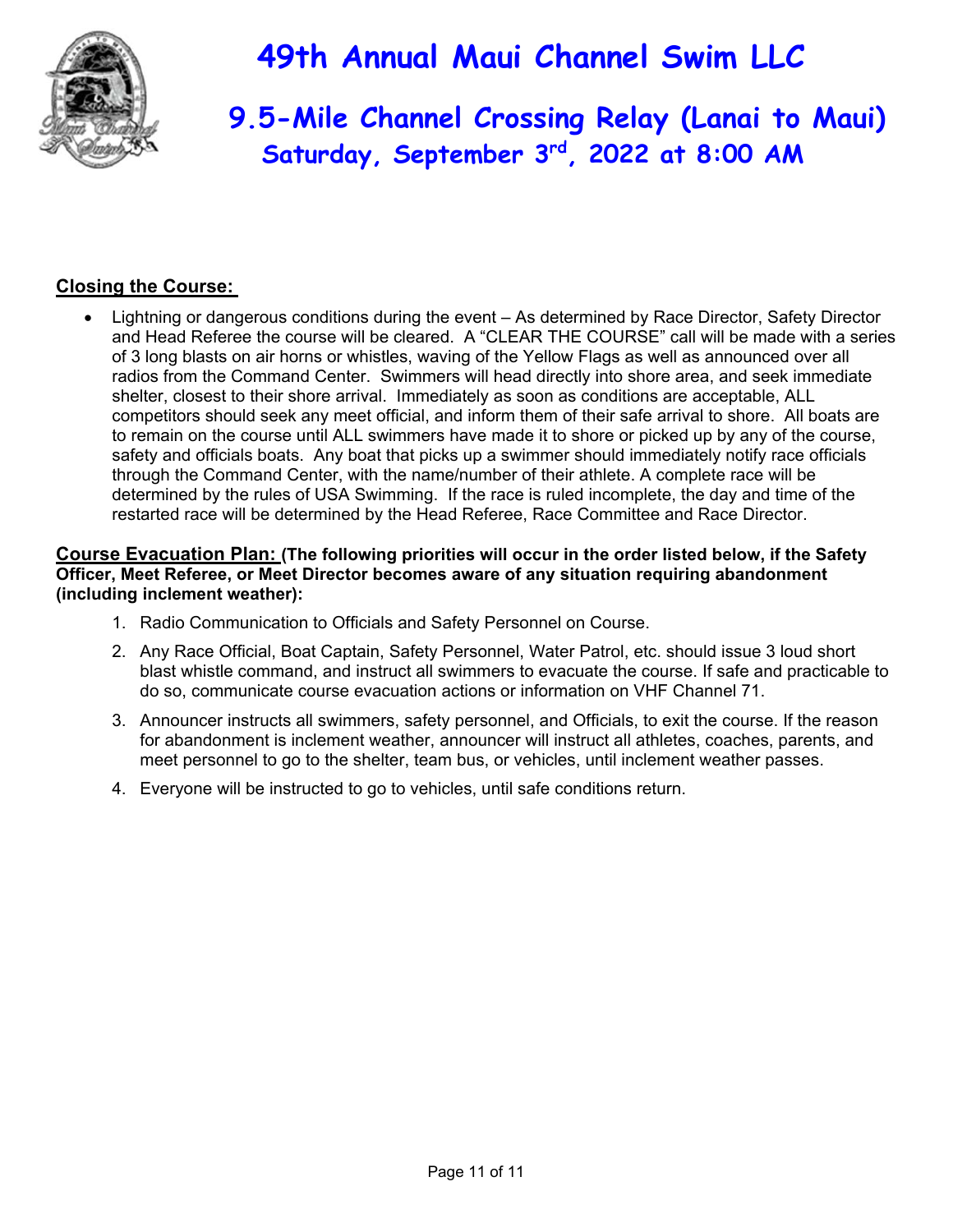# 49th Annual Maui Channel Swim LLC

## 9.5-Mile Channel Crossing Relay (Lanai to Maui)

### Saturday, September 3rd, 2022 at 8:00 AM

**Closing the Course:**

- Lightning or dangerous conditions during the event – As determined by Race Director, Safety Director and Head Referee the course will be cleared. A "CLEAR THE COURSE" call will be made with a series of 3 long blasts on air horns or whistles, waving of the Yellow Flags as well as announced over all radios from the Command Center. Swimmers will head directly into shore area, and seek immediate shelter, closest to their shore arrival. Immediately as soon as conditions are acceptable, ALL competitors should seek any meet official, and inform them of their safe arrival to shore. All boats are to remain on the course until ALL swimmers have made it to shore or picked up by any of the course, safety and officials boats. Any boat that picks up a swimmer should immediately notify race officials through the Command Center, with the name/number of their athlete. A complete race will be determined by the rules of USA Swimming. If the race is ruled incomplete, the day and time of the restarted race will be determined by the Head Referee, Race Committee and Race Director.

**Course Evacuation Plan: (The following priorities will occur in the order listed below, if the Safety Officer, Meet Referee, or Meet Director becomes aware of any situation requiring abandonment (including inclement weather):**

1. Radio Communication to Officials and Safety Personnel on Course.
2. Any Race Official, Boat Captain, Safety Personnel, Water Patrol, etc. should issue 3 loud short blast whistle command, and instruct all swimmers to evacuate the course. If safe and practicable to do so, communicate course evacuation actions or information on VHF Channel 71.
3. Announcer instructs all swimmers, safety personnel, and Officials, to exit the course. If the reason for abandonment is inclement weather, announcer will instruct all athletes, coaches, parents, and meet personnel to go to the shelter, team bus, or vehicles, until inclement weather passes.
4. Everyone will be instructed to go to vehicles, until safe conditions return.